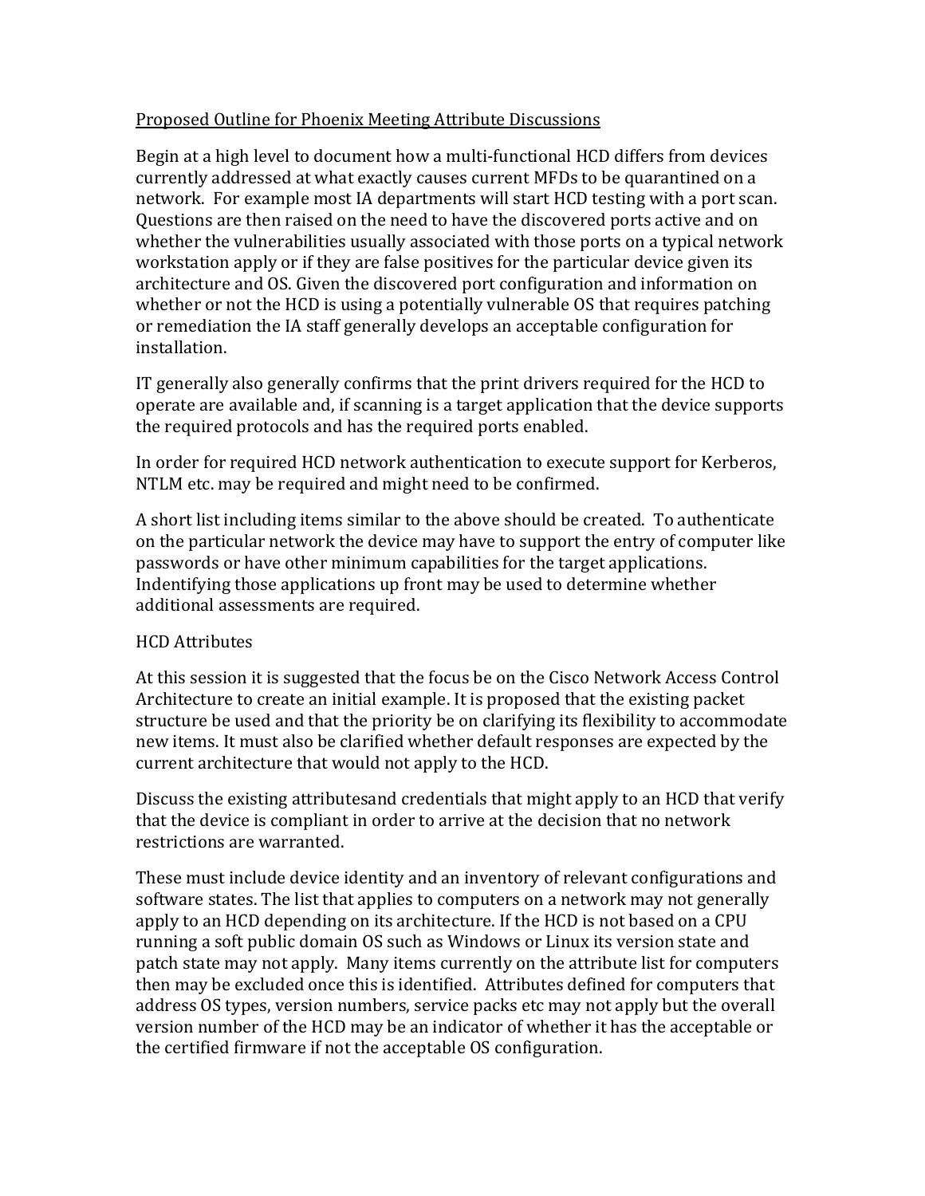# Proposed Outline for Phoenix Meeting Attribute Discussions

Begin at a high level to document how a multi-functional HCD differs from devices currently addressed at what exactly causes current MFDs to be quarantined on a network. For example most IA departments will start HCD testing with a port scan. Questions are then raised on the need to have the discovered ports active and on whether the vulnerabilities usually associated with those ports on a typical network workstation apply or if they are false positives for the particular device given its architecture and OS. Given the discovered port configuration and information on whether or not the HCD is using a potentially vulnerable OS that requires patching or remediation the IA staff generally develops an acceptable configuration for installation.

IT generally also generally confirms that the print drivers required for the HCD to operate are available and, if scanning is a target application that the device supports the required protocols and has the required ports enabled.

In order for required HCD network authentication to execute support for Kerberos, NTLM etc. may be required and might need to be confirmed.

A short list including items similar to the above should be created. To authenticate on the particular network the device may have to support the entry of computer like passwords or have other minimum capabilities for the target applications. Indentifying those applications up front may be used to determine whether additional assessments are required.

## HCD Attributes

At this session it is suggested that the focus be on the Cisco Network Access Control Architecture to create an initial example. It is proposed that the existing packet structure be used and that the priority be on clarifying its flexibility to accommodate new items. It must also be clarified whether default responses are expected by the current architecture that would not apply to the HCD.

Discuss the existing attributesand credentials that might apply to an HCD that verify that the device is compliant in order to arrive at the decision that no network restrictions are warranted.

These must include device identity and an inventory of relevant configurations and software states. The list that applies to computers on a network may not generally apply to an HCD depending on its architecture. If the HCD is not based on a CPU running a soft public domain OS such as Windows or Linux its version state and patch state may not apply. Many items currently on the attribute list for computers then may be excluded once this is identified. Attributes defined for computers that address OS types, version numbers, service packs etc may not apply but the overall version number of the HCD may be an indicator of whether it has the acceptable or the certified firmware if not the acceptable OS configuration.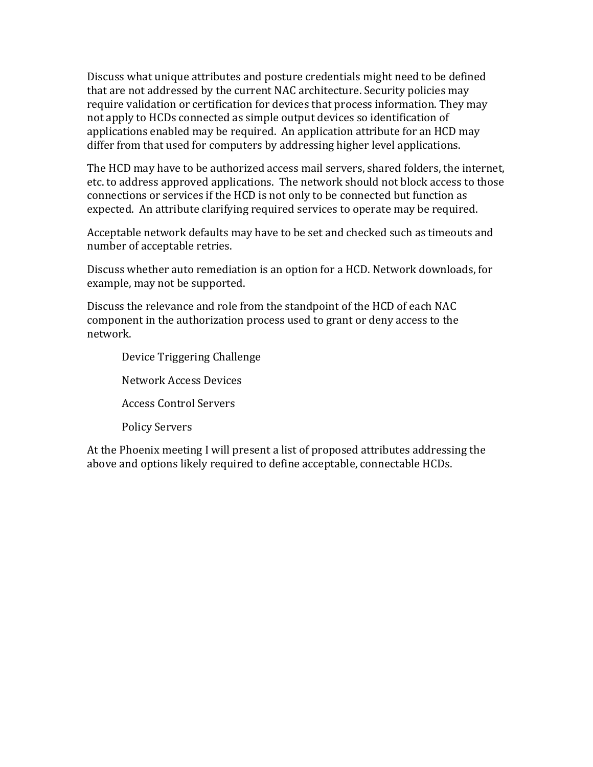Discuss what unique attributes and posture credentials might need to be defined that are not addressed by the current NAC architecture. Security policies may require validation or certification for devices that process information. They may not apply to HCDs connected as simple output devices so identification of applications enabled may be required. An application attribute for an HCD may differ from that used for computers by addressing higher level applications.

The HCD may have to be authorized access mail servers, shared folders, the internet, etc. to address approved applications. The network should not block access to those connections or services if the HCD is not only to be connected but function as expected. An attribute clarifying required services to operate may be required.

Acceptable network defaults may have to be set and checked such as timeouts and number of acceptable retries.

Discuss whether auto remediation is an option for a HCD. Network downloads, for example, may not be supported.

Discuss the relevance and role from the standpoint of the HCD of each NAC component in the authorization process used to grant or deny access to the network.

Device Triggering Challenge

Network Access Devices

Access Control Servers

Policy Servers

At the Phoenix meeting I will present a list of proposed attributes addressing the above and options likely required to define acceptable, connectable HCDs.